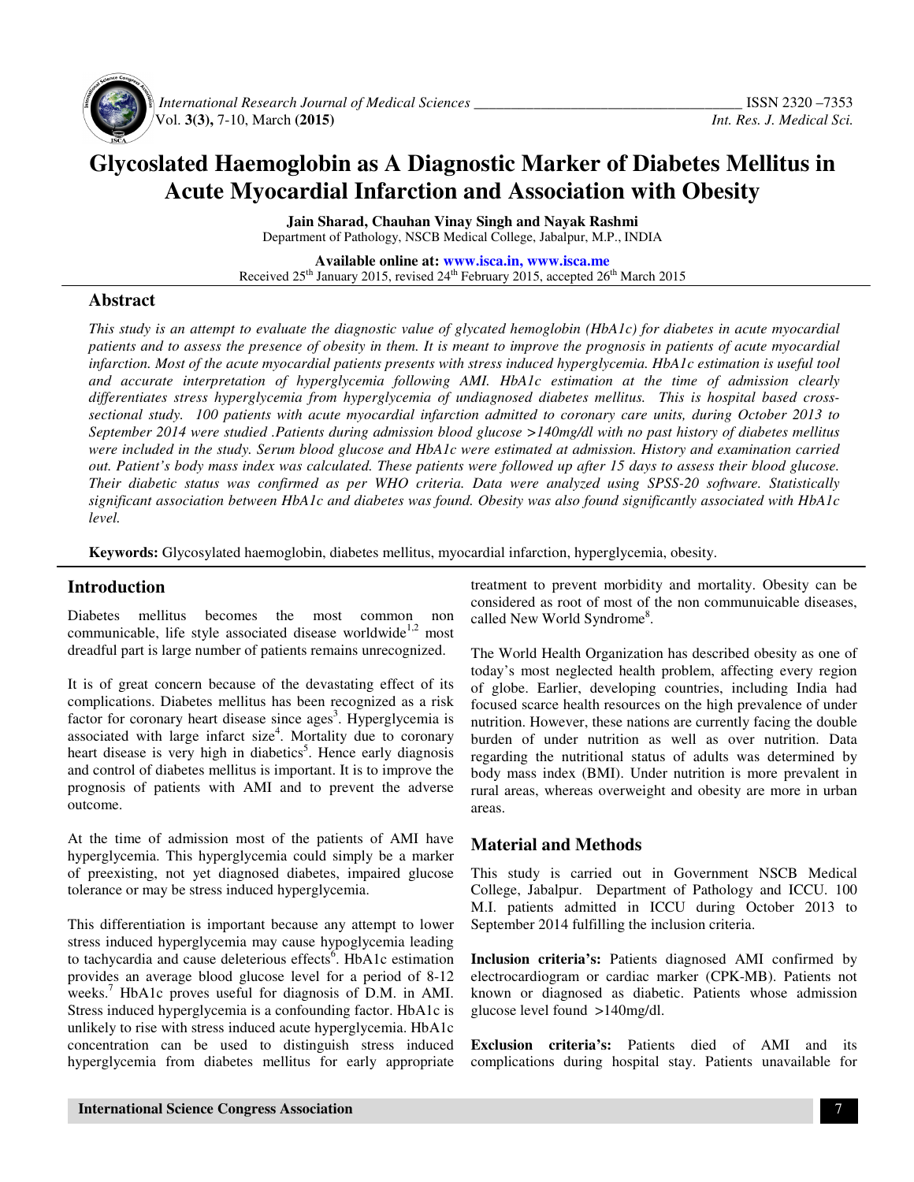# Glycoslated Haemoglobin as A Diagnostic Marker of Diabetes Mellitus in Acute Myocardial Infarction and Association with Obesity

**Jain Sharad, Chauhan Vinay Singh and Nayak Rashmi**

Department of Pathology, NSCB Medical College, Jabalpur, M.P., INDIA

**Available online at: www.isca.in, www.isca.me**

Received 25th January 2015, revised 24th February 2015, accepted 26th March 2015

## Abstract

*This study is an attempt to evaluate the diagnostic value of glycated hemoglobin (HbA1c) for diabetes in acute myocardial patients and to assess the presence of obesity in them. It is meant to improve the prognosis in patients of acute myocardial infarction. Most of the acute myocardial patients presents with stress induced hyperglycemia. HbA1c estimation is useful tool and accurate interpretation of hyperglycemia following AMI. HbA1c estimation at the time of admission clearly differentiates stress hyperglycemia from hyperglycemia of undiagnosed diabetes mellitus. This is hospital based cross-sectional study. 100 patients with acute myocardial infarction admitted to coronary care units, during October 2013 to September 2014 were studied .Patients during admission blood glucose >140mg/dl with no past history of diabetes mellitus were included in the study. Serum blood glucose and HbA1c were estimated at admission. History and examination carried out. Patient's body mass index was calculated. These patients were followed up after 15 days to assess their blood glucose. Their diabetic status was confirmed as per WHO criteria. Data were analyzed using SPSS-20 software. Statistically significant association between HbA1c and diabetes was found. Obesity was also found significantly associated with HbA1c level.*

**Keywords:** Glycosylated haemoglobin, diabetes mellitus, myocardial infarction, hyperglycemia, obesity.

## Introduction

Diabetes mellitus becomes the most common non communicable, life style associated disease worldwide[1,2] most dreadful part is large number of patients remains unrecognized.

It is of great concern because of the devastating effect of its complications. Diabetes mellitus has been recognized as a risk factor for coronary heart disease since ages[3]. Hyperglycemia is associated with large infarct size[4]. Mortality due to coronary heart disease is very high in diabetics[5]. Hence early diagnosis and control of diabetes mellitus is important. It is to improve the prognosis of patients with AMI and to prevent the adverse outcome.

At the time of admission most of the patients of AMI have hyperglycemia. This hyperglycemia could simply be a marker of preexisting, not yet diagnosed diabetes, impaired glucose tolerance or may be stress induced hyperglycemia.

This differentiation is important because any attempt to lower stress induced hyperglycemia may cause hypoglycemia leading to tachycardia and cause deleterious effects[6]. HbA1c estimation provides an average blood glucose level for a period of 8-12 weeks.[7] HbA1c proves useful for diagnosis of D.M. in AMI. Stress induced hyperglycemia is a confounding factor. HbA1c is unlikely to rise with stress induced acute hyperglycemia. HbA1c concentration can be used to distinguish stress induced hyperglycemia from diabetes mellitus for early appropriate treatment to prevent morbidity and mortality. Obesity can be considered as root of most of the non communuicable diseases, called New World Syndrome[8].

The World Health Organization has described obesity as one of today's most neglected health problem, affecting every region of globe. Earlier, developing countries, including India had focused scarce health resources on the high prevalence of under nutrition. However, these nations are currently facing the double burden of under nutrition as well as over nutrition. Data regarding the nutritional status of adults was determined by body mass index (BMI). Under nutrition is more prevalent in rural areas, whereas overweight and obesity are more in urban areas.

## Material and Methods

This study is carried out in Government NSCB Medical College, Jabalpur. Department of Pathology and ICCU. 100 M.I. patients admitted in ICCU during October 2013 to September 2014 fulfilling the inclusion criteria.

**Inclusion criteria's:** Patients diagnosed AMI confirmed by electrocardiogram or cardiac marker (CPK-MB). Patients not known or diagnosed as diabetic. Patients whose admission glucose level found >140mg/dl.

**Exclusion criteria's:** Patients died of AMI and its complications during hospital stay. Patients unavailable for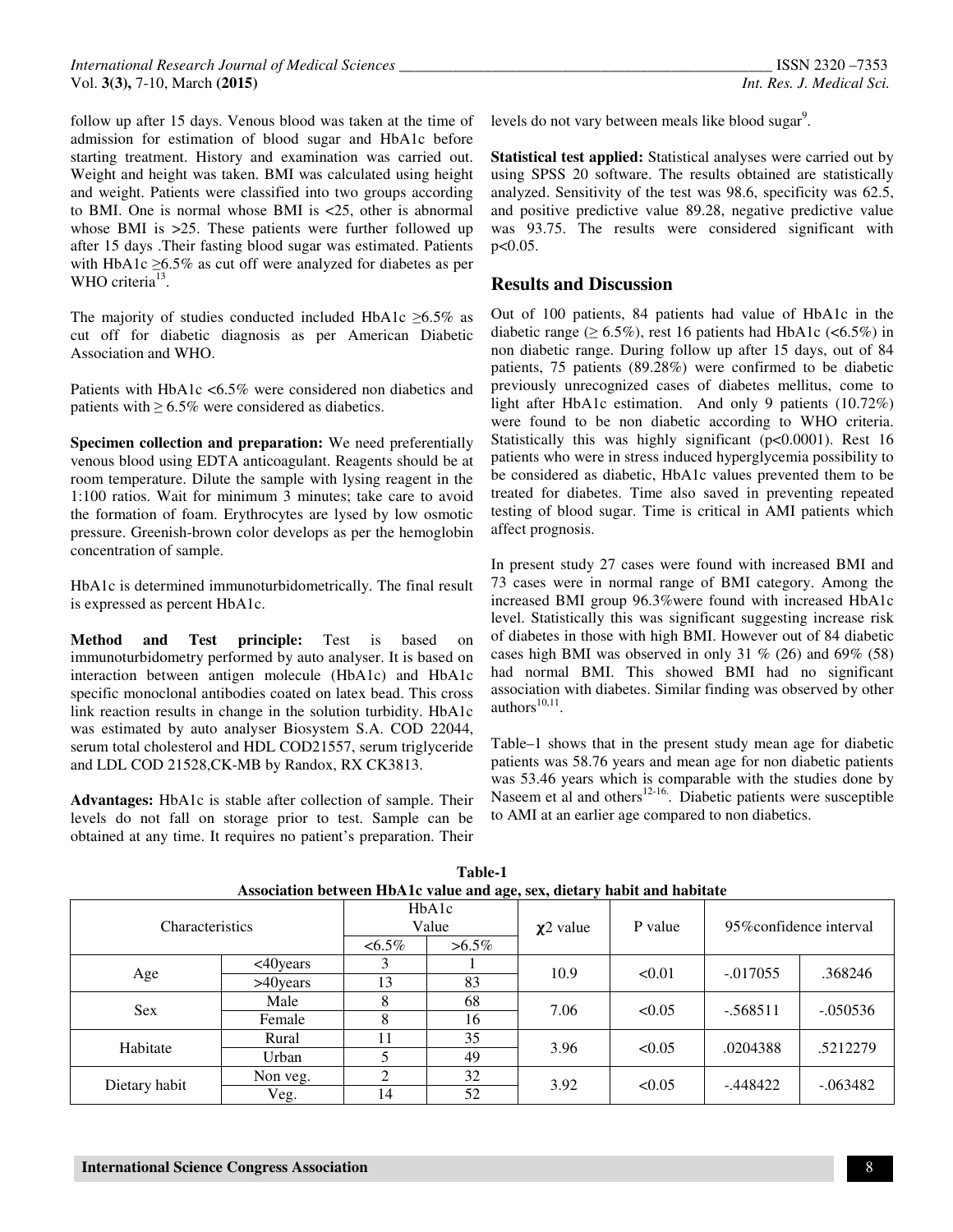follow up after 15 days. Venous blood was taken at the time of admission for estimation of blood sugar and HbA1c before starting treatment. History and examination was carried out. Weight and height was taken. BMI was calculated using height and weight. Patients were classified into two groups according to BMI. One is normal whose BMI is <25, other is abnormal whose BMI is >25. These patients were further followed up after 15 days .Their fasting blood sugar was estimated. Patients with HbA1c ≥6.5% as cut off were analyzed for diabetes as per WHO criteria[13].

The majority of studies conducted included HbA1c ≥6.5% as cut off for diabetic diagnosis as per American Diabetic Association and WHO.

Patients with HbA1c <6.5% were considered non diabetics and patients with ≥ 6.5% were considered as diabetics.

**Specimen collection and preparation:** We need preferentially venous blood using EDTA anticoagulant. Reagents should be at room temperature. Dilute the sample with lysing reagent in the 1:100 ratios. Wait for minimum 3 minutes; take care to avoid the formation of foam. Erythrocytes are lysed by low osmotic pressure. Greenish-brown color develops as per the hemoglobin concentration of sample.

HbA1c is determined immunoturbidometrically. The final result is expressed as percent HbA1c.

**Method and Test principle:** Test is based on immunoturbidometry performed by auto analyser. It is based on interaction between antigen molecule (HbA1c) and HbA1c specific monoclonal antibodies coated on latex bead. This cross link reaction results in change in the solution turbidity. HbA1c was estimated by auto analyser Biosystem S.A. COD 22044, serum total cholesterol and HDL COD21557, serum triglyceride and LDL COD 21528,CK-MB by Randox, RX CK3813.

**Advantages:** HbA1c is stable after collection of sample. Their levels do not fall on storage prior to test. Sample can be obtained at any time. It requires no patient's preparation. Their levels do not vary between meals like blood sugar[9].

**Statistical test applied:** Statistical analyses were carried out by using SPSS 20 software. The results obtained are statistically analyzed. Sensitivity of the test was 98.6, specificity was 62.5, and positive predictive value 89.28, negative predictive value was 93.75. The results were considered significant with $p<0.05$.

## Results and Discussion

Out of 100 patients, 84 patients had value of HbA1c in the diabetic range (≥ 6.5%), rest 16 patients had HbA1c (<6.5%) in non diabetic range. During follow up after 15 days, out of 84 patients, 75 patients (89.28%) were confirmed to be diabetic previously unrecognized cases of diabetes mellitus, come to light after HbA1c estimation. And only 9 patients (10.72%) were found to be non diabetic according to WHO criteria. Statistically this was highly significant ($p<0.0001$). Rest 16 patients who were in stress induced hyperglycemia possibility to be considered as diabetic, HbA1c values prevented them to be treated for diabetes. Time also saved in preventing repeated testing of blood sugar. Time is critical in AMI patients which affect prognosis.

In present study 27 cases were found with increased BMI and 73 cases were in normal range of BMI category. Among the increased BMI group 96.3%were found with increased HbA1c level. Statistically this was significant suggesting increase risk of diabetes in those with high BMI. However out of 84 diabetic cases high BMI was observed in only 31 % (26) and 69% (58) had normal BMI. This showed BMI had no significant association with diabetes. Similar finding was observed by other authors[10,11].

Table–1 shows that in the present study mean age for diabetic patients was 58.76 years and mean age for non diabetic patients was 53.46 years which is comparable with the studies done by Naseem et al and others[12-16]. Diabetic patients were susceptible to AMI at an earlier age compared to non diabetics.

**Table-1**
**Association between HbA1c value and age, sex, dietary habit and habitate**

| Characteristics | | HbA1c Value | | $\chi^2$ value | P value | 95%confidence interval | |
|---|---|---|---|---|---|---|---|
| | | <6.5% | >6.5% | | | | |
| Age | <40years | 3 | 1 | 10.9 | <0.01 | -.017055 | .368246 |
| | >40years | 13 | 83 | | | | |
| Sex | Male | 8 | 68 | 7.06 | <0.05 | -.568511 | -.050536 |
| | Female | 8 | 16 | | | | |
| Habitate | Rural | 11 | 35 | 3.96 | <0.05 | .0204388 | .5212279 |
| | Urban | 5 | 49 | | | | |
| Dietary habit | Non veg. | 2 | 32 | 3.92 | <0.05 | -.448422 | -.063482 |
| | Veg. | 14 | 52 | | | | |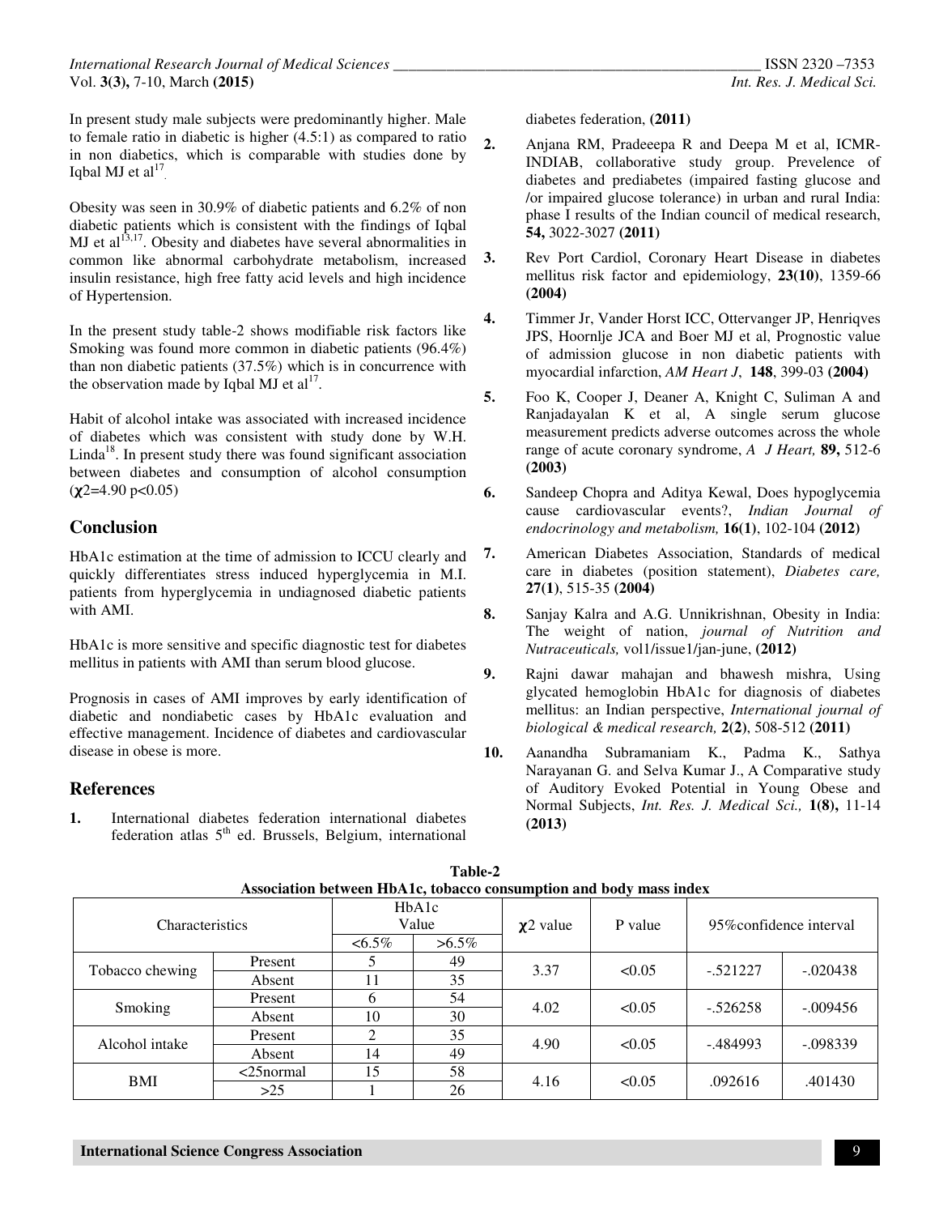In present study male subjects were predominantly higher. Male to female ratio in diabetic is higher (4.5:1) as compared to ratio in non diabetics, which is comparable with studies done by Iqbal MJ et al[17].

Obesity was seen in 30.9% of diabetic patients and 6.2% of non diabetic patients which is consistent with the findings of Iqbal MJ et al[13,17]. Obesity and diabetes have several abnormalities in common like abnormal carbohydrate metabolism, increased insulin resistance, high free fatty acid levels and high incidence of Hypertension.

In the present study table-2 shows modifiable risk factors like Smoking was found more common in diabetic patients (96.4%) than non diabetic patients (37.5%) which is in concurrence with the observation made by Iqbal MJ et al[17].

Habit of alcohol intake was associated with increased incidence of diabetes which was consistent with study done by W.H. Linda[18]. In present study there was found significant association between diabetes and consumption of alcohol consumption ($\chi^2$=4.90 $p<0.05$)

## Conclusion

HbA1c estimation at the time of admission to ICCU clearly and quickly differentiates stress induced hyperglycemia in M.I. patients from hyperglycemia in undiagnosed diabetic patients with AMI.

HbA1c is more sensitive and specific diagnostic test for diabetes mellitus in patients with AMI than serum blood glucose.

Prognosis in cases of AMI improves by early identification of diabetic and nondiabetic cases by HbA1c evaluation and effective management. Incidence of diabetes and cardiovascular disease in obese is more.

## References

1. International diabetes federation international diabetes federation atlas 5[th] ed. Brussels, Belgium, international diabetes federation, **(2011)**
2. Anjana RM, Pradeeepa R and Deepa M et al, ICMR-INDIAB, collaborative study group. Prevelence of diabetes and prediabetes (impaired fasting glucose and /or impaired glucose tolerance) in urban and rural India: phase I results of the Indian council of medical research, **54,** 3022-3027 **(2011)**
3. Rev Port Cardiol, Coronary Heart Disease in diabetes mellitus risk factor and epidemiology, **23(10)**, 1359-66 **(2004)**
4. Timmer Jr, Vander Horst ICC, Ottervanger JP, Henriqves JPS, Hoornlje JCA and Boer MJ et al, Prognostic value of admission glucose in non diabetic patients with myocardial infarction, *AM Heart J*, **148**, 399-03 **(2004)**
5. Foo K, Cooper J, Deaner A, Knight C, Suliman A and Ranjadayalan K et al, A single serum glucose measurement predicts adverse outcomes across the whole range of acute coronary syndrome, *A J Heart,* **89,** 512-6 **(2003)**
6. Sandeep Chopra and Aditya Kewal, Does hypoglycemia cause cardiovascular events?, *Indian Journal of endocrinology and metabolism,* **16(1)**, 102-104 **(2012)**
7. American Diabetes Association, Standards of medical care in diabetes (position statement), *Diabetes care,* **27(1)**, 515-35 **(2004)**
8. Sanjay Kalra and A.G. Unnikrishnan, Obesity in India: The weight of nation, *journal of Nutrition and Nutraceuticals,* vol1/issue1/jan-june, **(2012)**
9. Rajni dawar mahajan and bhawesh mishra, Using glycated hemoglobin HbA1c for diagnosis of diabetes mellitus: an Indian perspective, *International journal of biological & medical research,* **2(2)**, 508-512 **(2011)**
10. Aanandha Subramaniam K., Padma K., Sathya Narayanan G. and Selva Kumar J., A Comparative study of Auditory Evoked Potential in Young Obese and Normal Subjects, *Int. Res. J. Medical Sci.,* **1(8),** 11-14 **(2013)**

**Table-2**
**Association between HbA1c, tobacco consumption and body mass index**

| Characteristics | | HbA1c Value | | $\chi^2$ value | P value | 95%confidence interval | |
|---|---|---|---|---|---|---|---|
| | | <6.5% | >6.5% | | | | |
| Tobacco chewing | Present | 5 | 49 | 3.37 | <0.05 | -.521227 | -.020438 |
| | Absent | 11 | 35 | | | | |
| Smoking | Present | 6 | 54 | 4.02 | <0.05 | -.526258 | -.009456 |
| | Absent | 10 | 30 | | | | |
| Alcohol intake | Present | 2 | 35 | 4.90 | <0.05 | -.484993 | -.098339 |
| | Absent | 14 | 49 | | | | |
| BMI | <25normal | 15 | 58 | 4.16 | <0.05 | .092616 | .401430 |
| | >25 | 1 | 26 | | | | |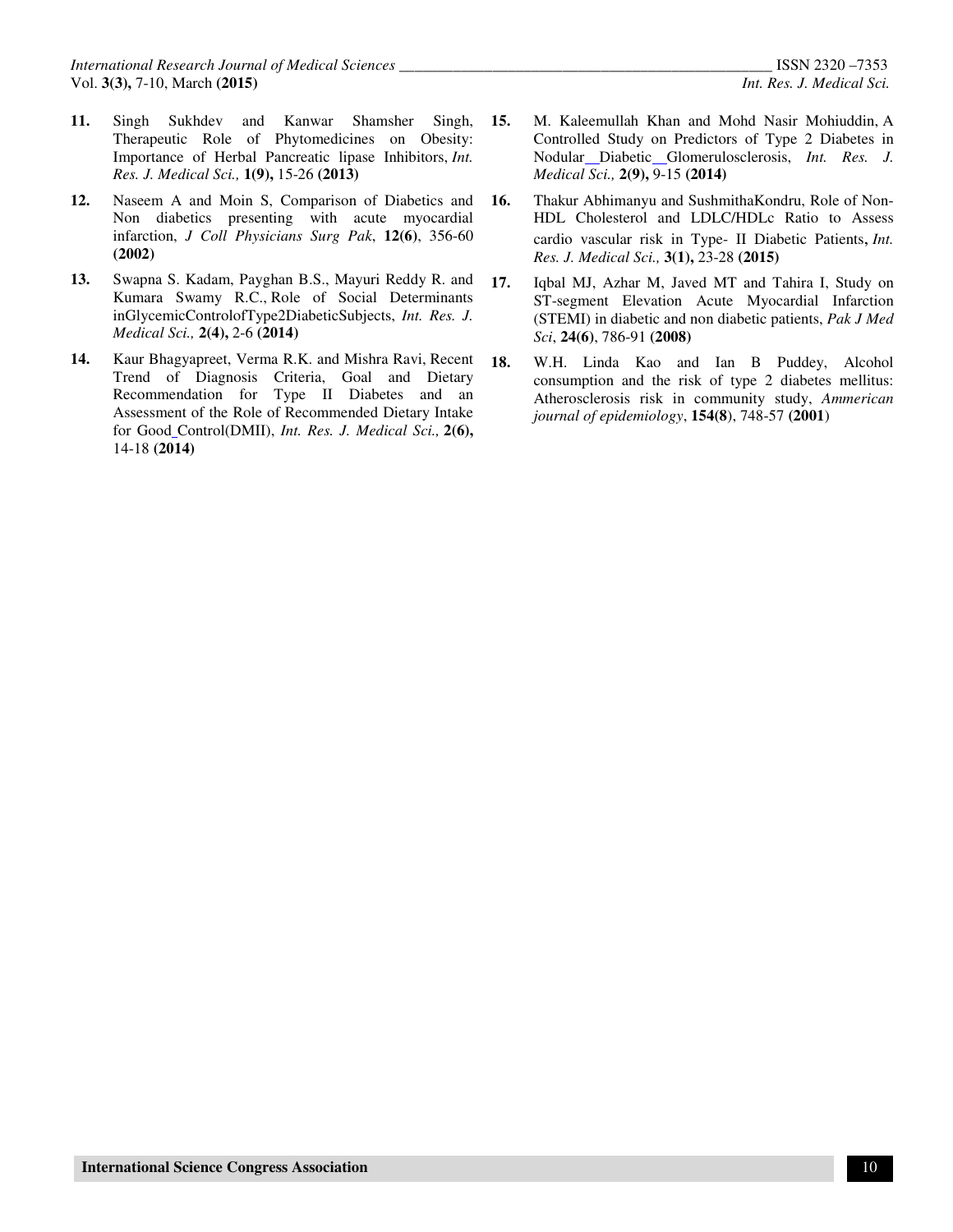11. Singh Sukhdev and Kanwar Shamsher Singh, Therapeutic Role of Phytomedicines on Obesity: Importance of Herbal Pancreatic lipase Inhibitors, *Int. Res. J. Medical Sci.,* **1(9),** 15-26 **(2013)**

12. Naseem A and Moin S, Comparison of Diabetics and Non diabetics presenting with acute myocardial infarction, *J Coll Physicians Surg Pak*, **12(6)**, 356-60 **(2002)**

13. Swapna S. Kadam, Payghan B.S., Mayuri Reddy R. and Kumara Swamy R.C., Role of Social Determinants inGlycemicControlofType2DiabeticSubjects, *Int. Res. J. Medical Sci.,* **2(4),** 2-6 **(2014)**

14. Kaur Bhagyapreet, Verma R.K. and Mishra Ravi, Recent Trend of Diagnosis Criteria, Goal and Dietary Recommendation for Type II Diabetes and an Assessment of the Role of Recommended Dietary Intake for Good_Control(DMII), *Int. Res. J. Medical Sci.,* **2(6),** 14-18 **(2014)**

15. M. Kaleemullah Khan and Mohd Nasir Mohiuddin, A Controlled Study on Predictors of Type 2 Diabetes in Nodular__Diabetic__Glomerulosclerosis, *Int. Res. J. Medical Sci.,* **2(9),** 9-15 **(2014)**

16. Thakur Abhimanyu and SushmithaKondru, Role of Non-HDL Cholesterol and LDLC/HDLc Ratio to Assess cardio vascular risk in Type- II Diabetic Patients**,** *Int. Res. J. Medical Sci.,* **3(1),** 23-28 **(2015)**

17. Iqbal MJ, Azhar M, Javed MT and Tahira I, Study on ST-segment Elevation Acute Myocardial Infarction (STEMI) in diabetic and non diabetic patients, *Pak J Med Sci*, **24(6)**, 786-91 **(2008)**

18. W.H. Linda Kao and Ian B Puddey, Alcohol consumption and the risk of type 2 diabetes mellitus: Atherosclerosis risk in community study, *Ammerican journal of epidemiology*, **154(8**), 748-57 **(2001**)